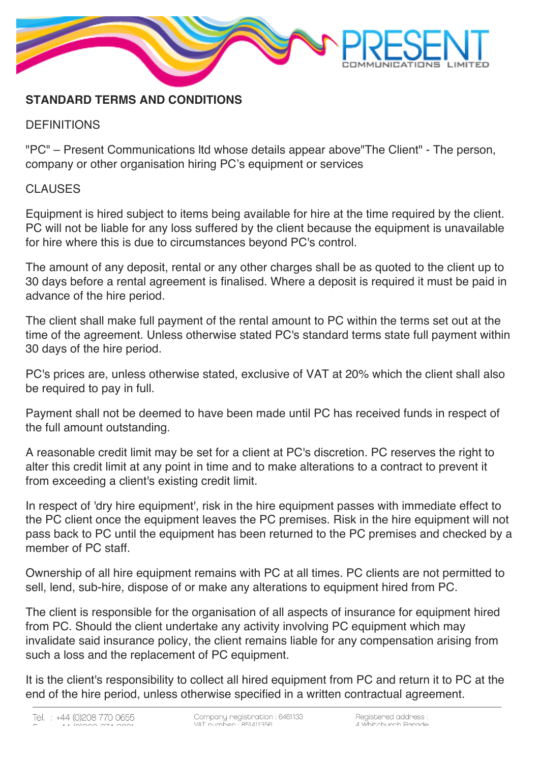## STANDARD TERMS AND CONDITIONS

DEFINITIONS

"PC" – Present Communications ltd whose details appear above"The Client" - The person, company or other organisation hiring PC's equipment or services

CLAUSES

Equipment is hired subject to items being available for hire at the time required by the client. PC will not be liable for any loss suffered by the client because the equipment is unavailable for hire where this is due to circumstances beyond PC's control.

The amount of any deposit, rental or any other charges shall be as quoted to the client up to 30 days before a rental agreement is finalised. Where a deposit is required it must be paid in advance of the hire period.

The client shall make full payment of the rental amount to PC within the terms set out at the time of the agreement. Unless otherwise stated PC's standard terms state full payment within 30 days of the hire period.

PC's prices are, unless otherwise stated, exclusive of VAT at 20% which the client shall also be required to pay in full.

Payment shall not be deemed to have been made until PC has received funds in respect of the full amount outstanding.

A reasonable credit limit may be set for a client at PC's discretion. PC reserves the right to alter this credit limit at any point in time and to make alterations to a contract to prevent it from exceeding a client's existing credit limit.

In respect of 'dry hire equipment', risk in the hire equipment passes with immediate effect to the PC client once the equipment leaves the PC premises. Risk in the hire equipment will not pass back to PC until the equipment has been returned to the PC premises and checked by a member of PC staff.

Ownership of all hire equipment remains with PC at all times. PC clients are not permitted to sell, lend, sub-hire, dispose of or make any alterations to equipment hired from PC.

The client is responsible for the organisation of all aspects of insurance for equipment hired from PC. Should the client undertake any activity involving PC equipment which may invalidate said insurance policy, the client remains liable for any compensation arising from such a loss and the replacement of PC equipment.

It is the client's responsibility to collect all hired equipment from PC and return it to PC at the end of the hire period, unless otherwise specified in a written contractual agreement.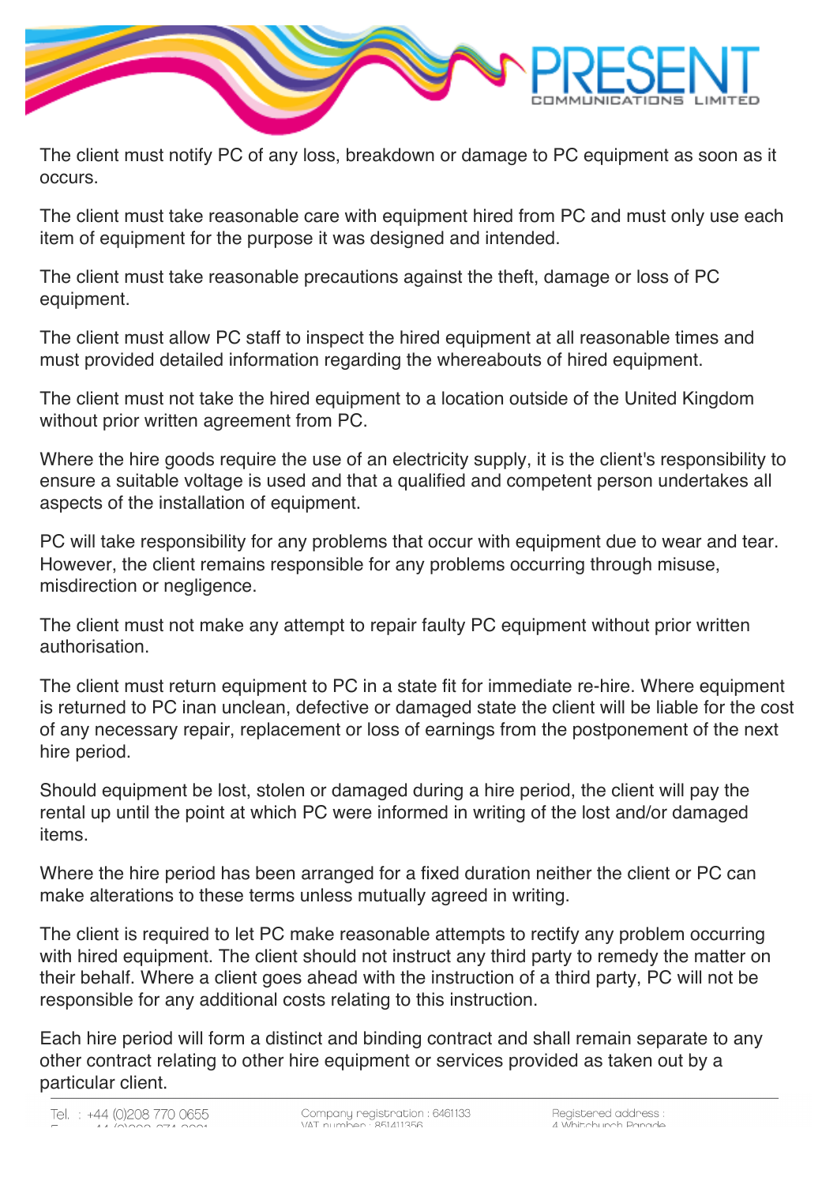The client must notify PC of any loss, breakdown or damage to PC equipment as soon as it occurs.

The client must take reasonable care with equipment hired from PC and must only use each item of equipment for the purpose it was designed and intended.

The client must take reasonable precautions against the theft, damage or loss of PC equipment.

The client must allow PC staff to inspect the hired equipment at all reasonable times and must provided detailed information regarding the whereabouts of hired equipment.

The client must not take the hired equipment to a location outside of the United Kingdom without prior written agreement from PC.

Where the hire goods require the use of an electricity supply, it is the client's responsibility to ensure a suitable voltage is used and that a qualified and competent person undertakes all aspects of the installation of equipment.

PC will take responsibility for any problems that occur with equipment due to wear and tear. However, the client remains responsible for any problems occurring through misuse, misdirection or negligence.

The client must not make any attempt to repair faulty PC equipment without prior written authorisation.

The client must return equipment to PC in a state fit for immediate re-hire. Where equipment is returned to PC inan unclean, defective or damaged state the client will be liable for the cost of any necessary repair, replacement or loss of earnings from the postponement of the next hire period.

Should equipment be lost, stolen or damaged during a hire period, the client will pay the rental up until the point at which PC were informed in writing of the lost and/or damaged items.

Where the hire period has been arranged for a fixed duration neither the client or PC can make alterations to these terms unless mutually agreed in writing.

The client is required to let PC make reasonable attempts to rectify any problem occurring with hired equipment. The client should not instruct any third party to remedy the matter on their behalf. Where a client goes ahead with the instruction of a third party, PC will not be responsible for any additional costs relating to this instruction.

Each hire period will form a distinct and binding contract and shall remain separate to any other contract relating to other hire equipment or services provided as taken out by a particular client.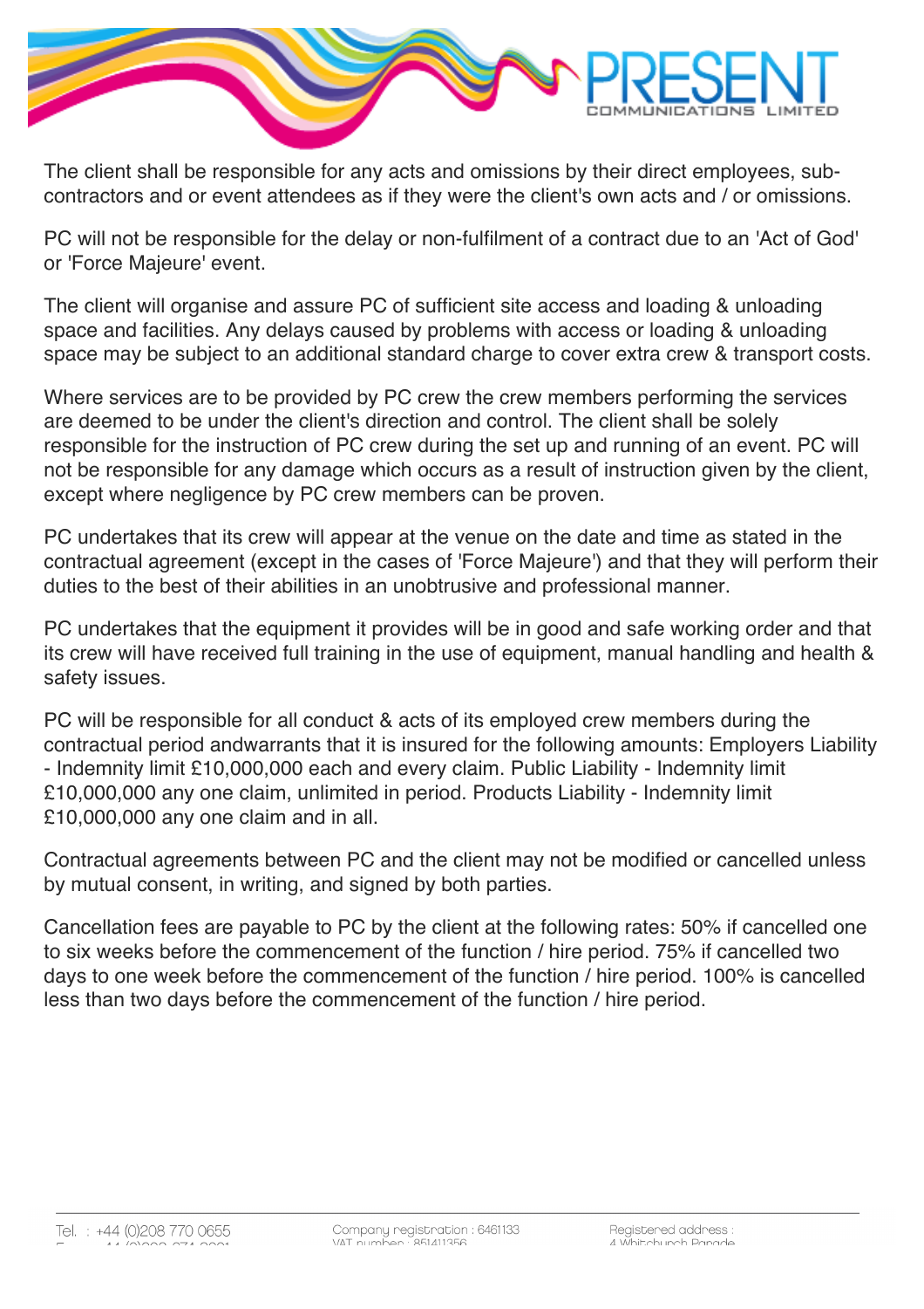The client shall be responsible for any acts and omissions by their direct employees, sub-contractors and or event attendees as if they were the client's own acts and / or omissions.

PC will not be responsible for the delay or non-fulfilment of a contract due to an 'Act of God' or 'Force Majeure' event.

The client will organise and assure PC of sufficient site access and loading & unloading space and facilities. Any delays caused by problems with access or loading & unloading space may be subject to an additional standard charge to cover extra crew & transport costs.

Where services are to be provided by PC crew the crew members performing the services are deemed to be under the client's direction and control. The client shall be solely responsible for the instruction of PC crew during the set up and running of an event. PC will not be responsible for any damage which occurs as a result of instruction given by the client, except where negligence by PC crew members can be proven.

PC undertakes that its crew will appear at the venue on the date and time as stated in the contractual agreement (except in the cases of 'Force Majeure') and that they will perform their duties to the best of their abilities in an unobtrusive and professional manner.

PC undertakes that the equipment it provides will be in good and safe working order and that its crew will have received full training in the use of equipment, manual handling and health & safety issues.

PC will be responsible for all conduct & acts of its employed crew members during the contractual period andwarrants that it is insured for the following amounts: Employers Liability - Indemnity limit £10,000,000 each and every claim. Public Liability - Indemnity limit £10,000,000 any one claim, unlimited in period. Products Liability - Indemnity limit £10,000,000 any one claim and in all.

Contractual agreements between PC and the client may not be modified or cancelled unless by mutual consent, in writing, and signed by both parties.

Cancellation fees are payable to PC by the client at the following rates: 50% if cancelled one to six weeks before the commencement of the function / hire period. 75% if cancelled two days to one week before the commencement of the function / hire period. 100% is cancelled less than two days before the commencement of the function / hire period.